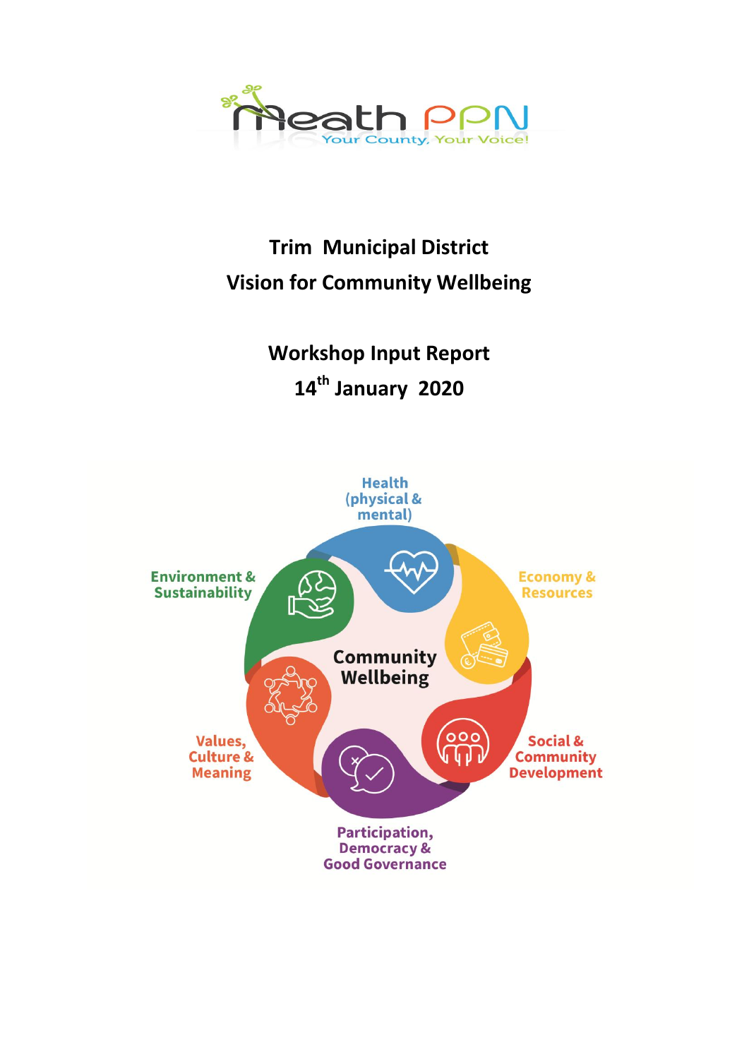# Trim Municipal District
# Vision for Community Wellbeing

## Workshop Input Report
## 14th January 2020

Health (physical & mental)

Economy & Resources

Social & Community Development

Participation, Democracy & Good Governance

Values, Culture & Meaning

Environment & Sustainability

Community Wellbeing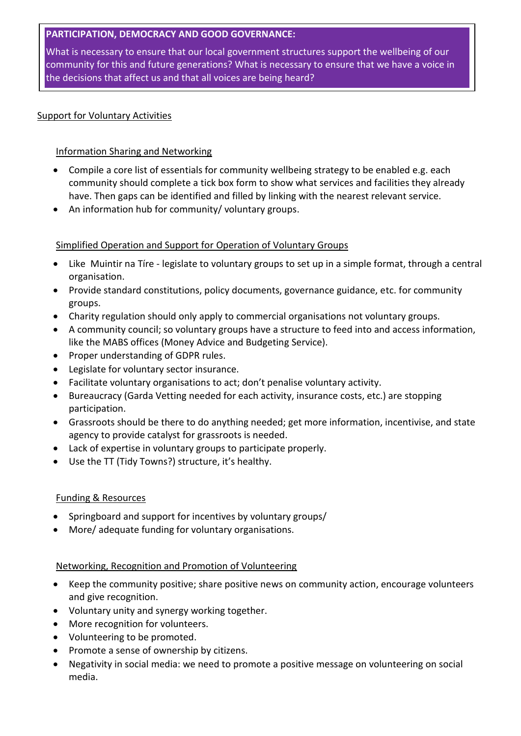**PARTICIPATION, DEMOCRACY AND GOOD GOVERNANCE:**

What is necessary to ensure that our local government structures support the wellbeing of our community for this and future generations? What is necessary to ensure that we have a voice in the decisions that affect us and that all voices are being heard?

## Support for Voluntary Activities

### Information Sharing and Networking

- Compile a core list of essentials for community wellbeing strategy to be enabled e.g. each community should complete a tick box form to show what services and facilities they already have. Then gaps can be identified and filled by linking with the nearest relevant service.
- An information hub for community/ voluntary groups.

### Simplified Operation and Support for Operation of Voluntary Groups

- Like Muintir na Tíre - legislate to voluntary groups to set up in a simple format, through a central organisation.
- Provide standard constitutions, policy documents, governance guidance, etc. for community groups.
- Charity regulation should only apply to commercial organisations not voluntary groups.
- A community council; so voluntary groups have a structure to feed into and access information, like the MABS offices (Money Advice and Budgeting Service).
- Proper understanding of GDPR rules.
- Legislate for voluntary sector insurance.
- Facilitate voluntary organisations to act; don't penalise voluntary activity.
- Bureaucracy (Garda Vetting needed for each activity, insurance costs, etc.) are stopping participation.
- Grassroots should be there to do anything needed; get more information, incentivise, and state agency to provide catalyst for grassroots is needed.
- Lack of expertise in voluntary groups to participate properly.
- Use the TT (Tidy Towns?) structure, it's healthy.

### Funding & Resources

- Springboard and support for incentives by voluntary groups/
- More/ adequate funding for voluntary organisations.

### Networking, Recognition and Promotion of Volunteering

- Keep the community positive; share positive news on community action, encourage volunteers and give recognition.
- Voluntary unity and synergy working together.
- More recognition for volunteers.
- Volunteering to be promoted.
- Promote a sense of ownership by citizens.
- Negativity in social media: we need to promote a positive message on volunteering on social media.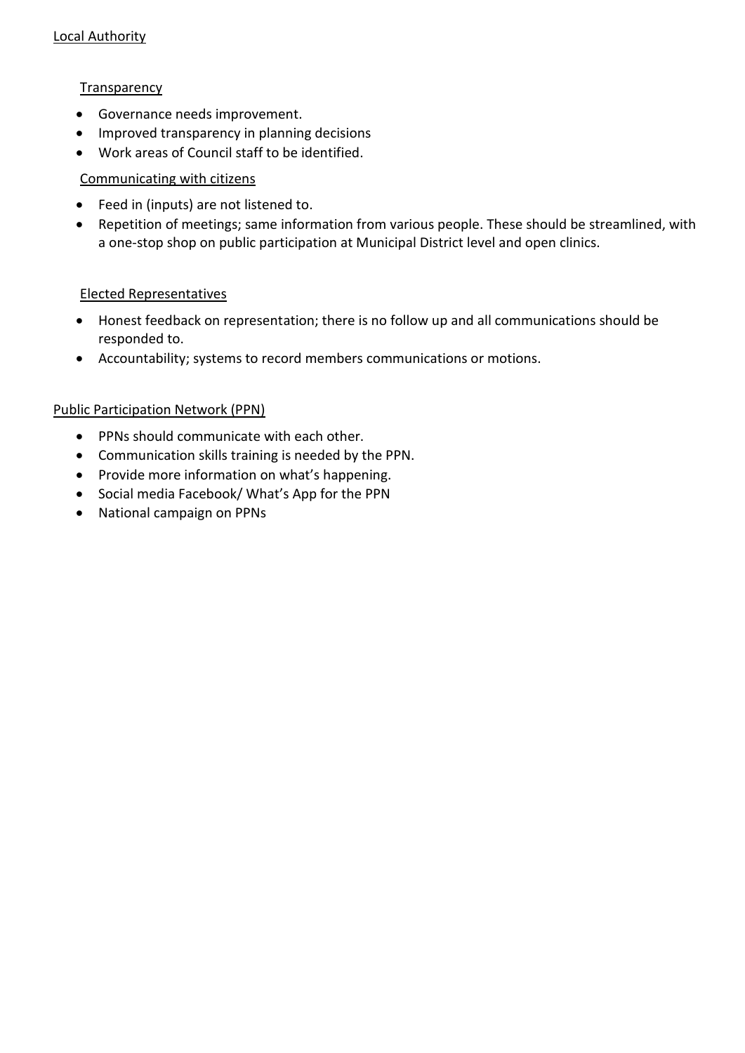## Local Authority

### Transparency

- Governance needs improvement.
- Improved transparency in planning decisions
- Work areas of Council staff to be identified.

### Communicating with citizens

- Feed in (inputs) are not listened to.
- Repetition of meetings; same information from various people. These should be streamlined, with a one-stop shop on public participation at Municipal District level and open clinics.

### Elected Representatives

- Honest feedback on representation; there is no follow up and all communications should be responded to.
- Accountability; systems to record members communications or motions.

## Public Participation Network (PPN)

- PPNs should communicate with each other.
- Communication skills training is needed by the PPN.
- Provide more information on what's happening.
- Social media Facebook/ What's App for the PPN
- National campaign on PPNs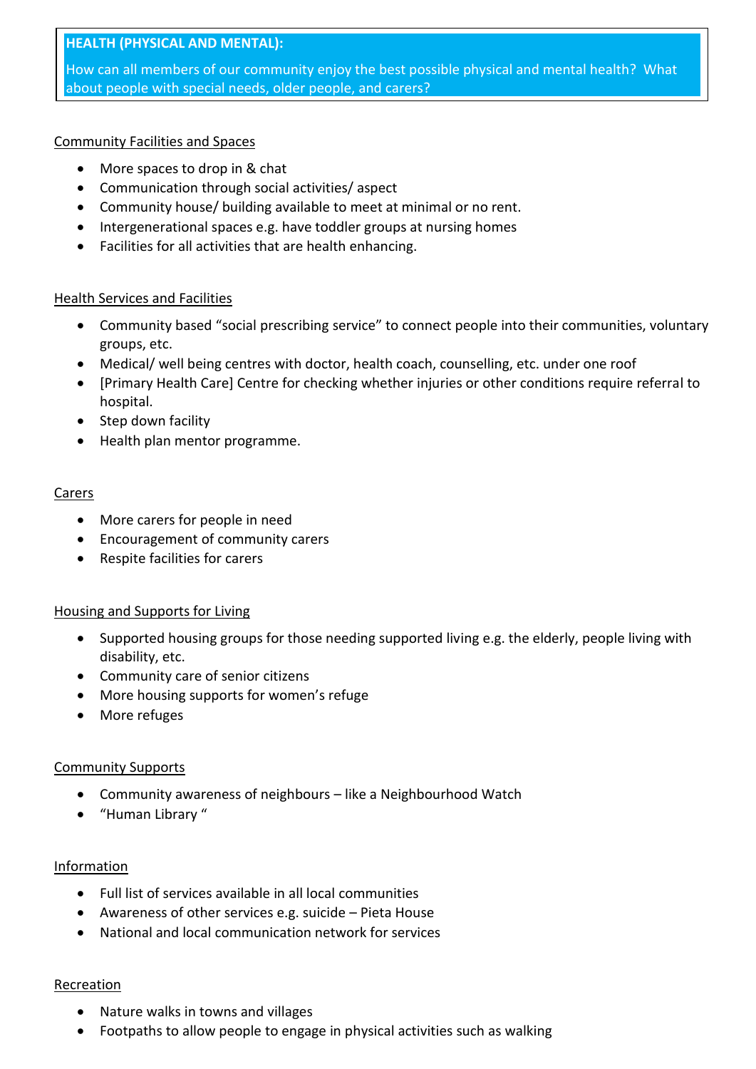**HEALTH (PHYSICAL AND MENTAL):**

How can all members of our community enjoy the best possible physical and mental health? What about people with special needs, older people, and carers?

<u>Community Facilities and Spaces</u>

- More spaces to drop in & chat
- Communication through social activities/ aspect
- Community house/ building available to meet at minimal or no rent.
- Intergenerational spaces e.g. have toddler groups at nursing homes
- Facilities for all activities that are health enhancing.

<u>Health Services and Facilities</u>

- Community based "social prescribing service" to connect people into their communities, voluntary groups, etc.
- Medical/ well being centres with doctor, health coach, counselling, etc. under one roof
- [Primary Health Care] Centre for checking whether injuries or other conditions require referral to hospital.
- Step down facility
- Health plan mentor programme.

<u>Carers</u>

- More carers for people in need
- Encouragement of community carers
- Respite facilities for carers

<u>Housing and Supports for Living</u>

- Supported housing groups for those needing supported living e.g. the elderly, people living with disability, etc.
- Community care of senior citizens
- More housing supports for women's refuge
- More refuges

<u>Community Supports</u>

- Community awareness of neighbours – like a Neighbourhood Watch
- "Human Library "

<u>Information</u>

- Full list of services available in all local communities
- Awareness of other services e.g. suicide – Pieta House
- National and local communication network for services

<u>Recreation</u>

- Nature walks in towns and villages
- Footpaths to allow people to engage in physical activities such as walking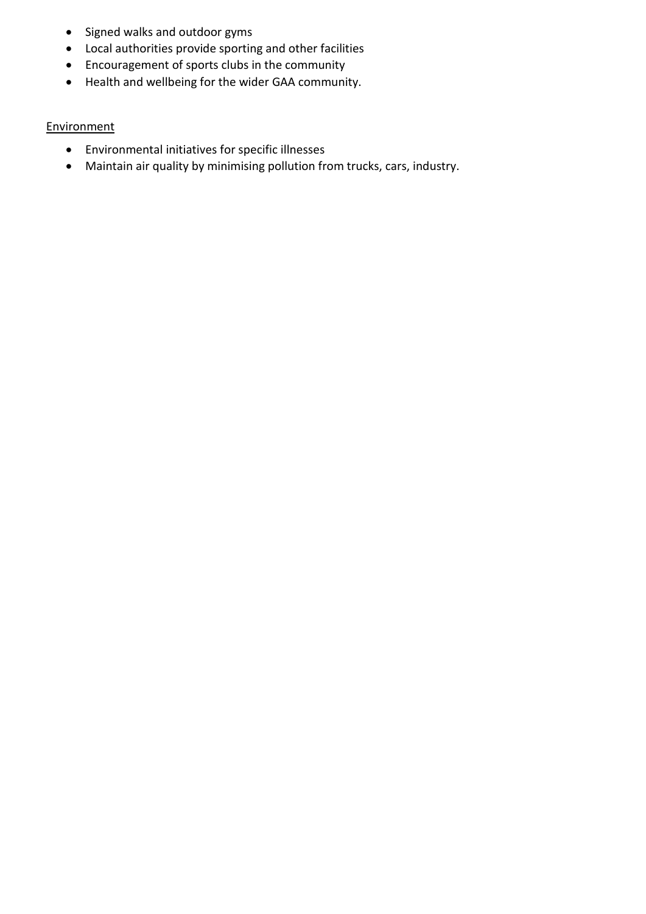- Signed walks and outdoor gyms
- Local authorities provide sporting and other facilities
- Encouragement of sports clubs in the community
- Health and wellbeing for the wider GAA community.

<u>Environment</u>

- Environmental initiatives for specific illnesses
- Maintain air quality by minimising pollution from trucks, cars, industry.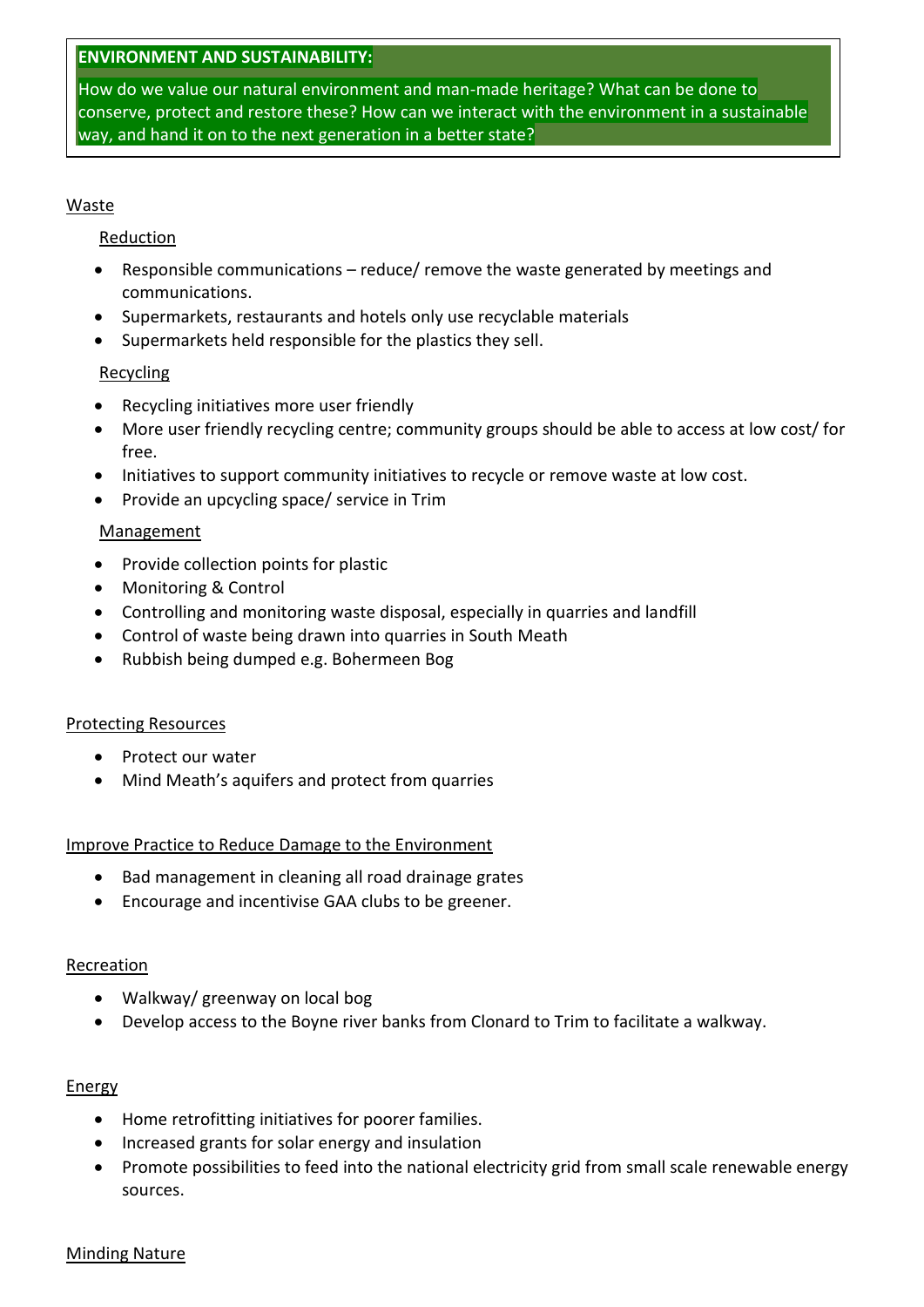**ENVIRONMENT AND SUSTAINABILITY:**

How do we value our natural environment and man-made heritage? What can be done to conserve, protect and restore these? How can we interact with the environment in a sustainable way, and hand it on to the next generation in a better state?

## Waste

### Reduction

- Responsible communications – reduce/ remove the waste generated by meetings and communications.
- Supermarkets, restaurants and hotels only use recyclable materials
- Supermarkets held responsible for the plastics they sell.

### Recycling

- Recycling initiatives more user friendly
- More user friendly recycling centre; community groups should be able to access at low cost/ for free.
- Initiatives to support community initiatives to recycle or remove waste at low cost.
- Provide an upcycling space/ service in Trim

### Management

- Provide collection points for plastic
- Monitoring & Control
- Controlling and monitoring waste disposal, especially in quarries and landfill
- Control of waste being drawn into quarries in South Meath
- Rubbish being dumped e.g. Bohermeen Bog

## Protecting Resources

- Protect our water
- Mind Meath's aquifers and protect from quarries

## Improve Practice to Reduce Damage to the Environment

- Bad management in cleaning all road drainage grates
- Encourage and incentivise GAA clubs to be greener.

## Recreation

- Walkway/ greenway on local bog
- Develop access to the Boyne river banks from Clonard to Trim to facilitate a walkway.

## Energy

- Home retrofitting initiatives for poorer families.
- Increased grants for solar energy and insulation
- Promote possibilities to feed into the national electricity grid from small scale renewable energy sources.

## Minding Nature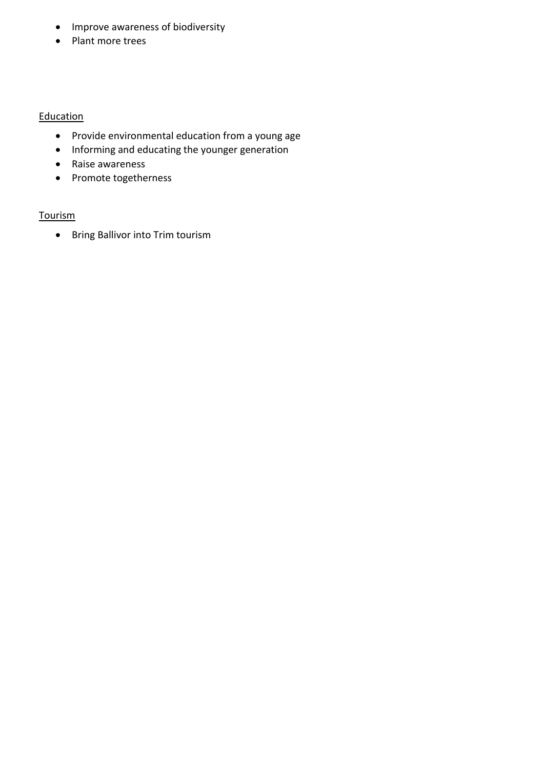- Improve awareness of biodiversity
- Plant more trees

## Education

- Provide environmental education from a young age
- Informing and educating the younger generation
- Raise awareness
- Promote togetherness

## Tourism

- Bring Ballivor into Trim tourism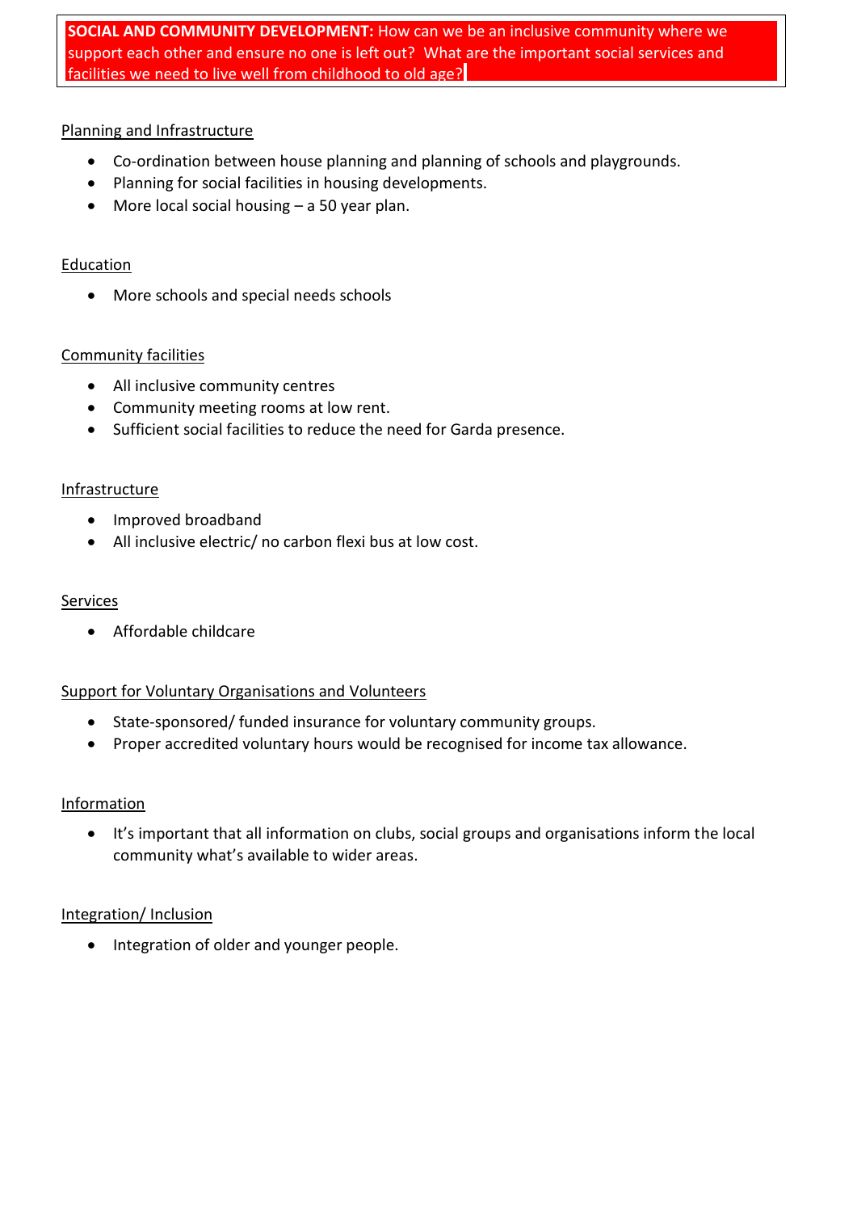**SOCIAL AND COMMUNITY DEVELOPMENT:** How can we be an inclusive community where we support each other and ensure no one is left out? What are the important social services and facilities we need to live well from childhood to old age?

Planning and Infrastructure

- Co-ordination between house planning and planning of schools and playgrounds.
- Planning for social facilities in housing developments.
- More local social housing – a 50 year plan.

Education

- More schools and special needs schools

Community facilities

- All inclusive community centres
- Community meeting rooms at low rent.
- Sufficient social facilities to reduce the need for Garda presence.

Infrastructure

- Improved broadband
- All inclusive electric/ no carbon flexi bus at low cost.

Services

- Affordable childcare

Support for Voluntary Organisations and Volunteers

- State-sponsored/ funded insurance for voluntary community groups.
- Proper accredited voluntary hours would be recognised for income tax allowance.

Information

- It's important that all information on clubs, social groups and organisations inform the local community what's available to wider areas.

Integration/ Inclusion

- Integration of older and younger people.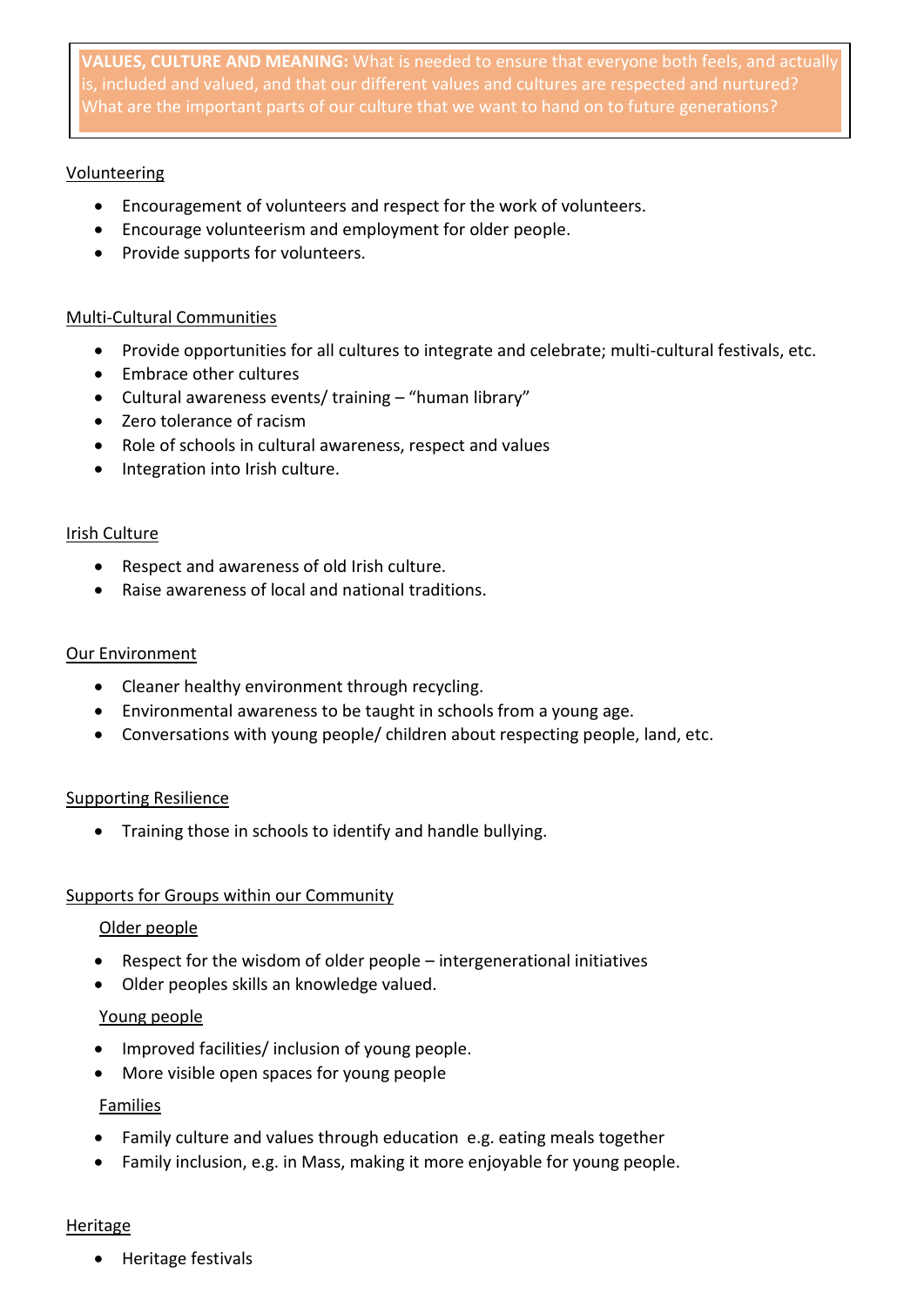**VALUES, CULTURE AND MEANING:** What is needed to ensure that everyone both feels, and actually is, included and valued, and that our different values and cultures are respected and nurtured? What are the important parts of our culture that we want to hand on to future generations?

<u>Volunteering</u>

- Encouragement of volunteers and respect for the work of volunteers.
- Encourage volunteerism and employment for older people.
- Provide supports for volunteers.

<u>Multi-Cultural Communities</u>

- Provide opportunities for all cultures to integrate and celebrate; multi-cultural festivals, etc.
- Embrace other cultures
- Cultural awareness events/ training – "human library"
- Zero tolerance of racism
- Role of schools in cultural awareness, respect and values
- Integration into Irish culture.

<u>Irish Culture</u>

- Respect and awareness of old Irish culture.
- Raise awareness of local and national traditions.

<u>Our Environment</u>

- Cleaner healthy environment through recycling.
- Environmental awareness to be taught in schools from a young age.
- Conversations with young people/ children about respecting people, land, etc.

<u>Supporting Resilience</u>

- Training those in schools to identify and handle bullying.

<u>Supports for Groups within our Community</u>

<u>Older people</u>

- Respect for the wisdom of older people – intergenerational initiatives
- Older peoples skills an knowledge valued.

<u>Young people</u>

- Improved facilities/ inclusion of young people.
- More visible open spaces for young people

<u>Families</u>

- Family culture and values through education e.g. eating meals together
- Family inclusion, e.g. in Mass, making it more enjoyable for young people.

<u>Heritage</u>

- Heritage festivals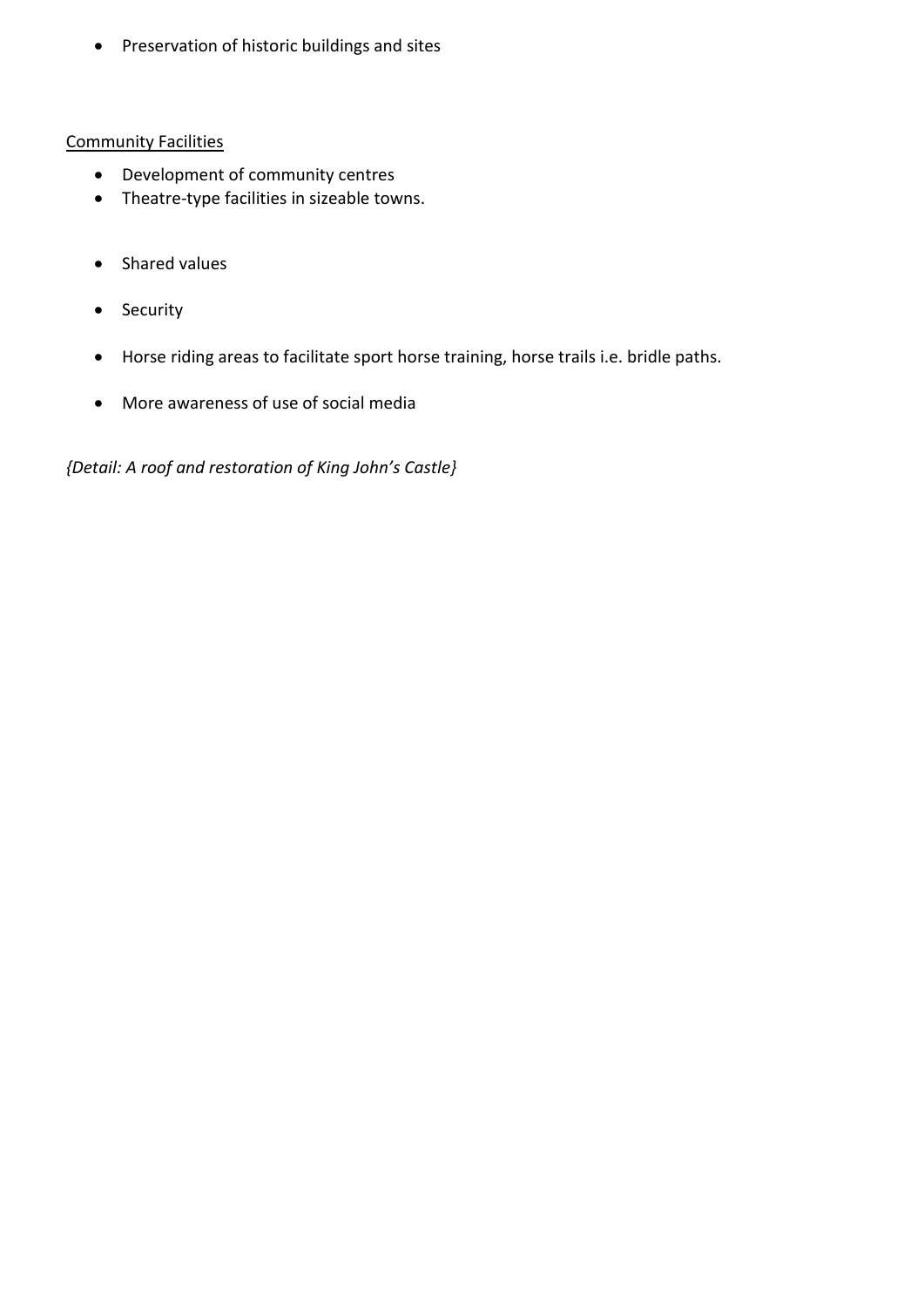- Preservation of historic buildings and sites

<u>Community Facilities</u>

- Development of community centres
- Theatre-type facilities in sizeable towns.

- Shared values

- Security

- Horse riding areas to facilitate sport horse training, horse trails i.e. bridle paths.

- More awareness of use of social media

*{Detail: A roof and restoration of King John's Castle}*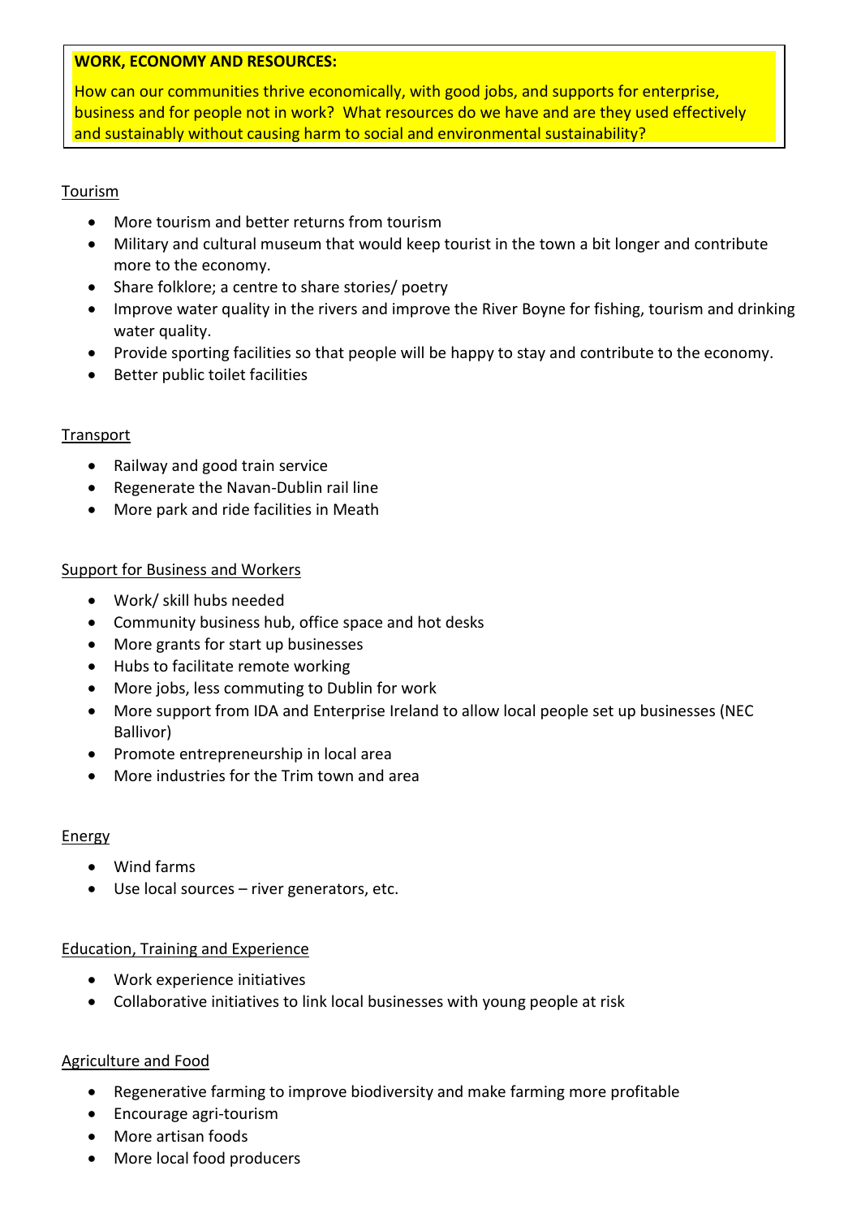**WORK, ECONOMY AND RESOURCES:**

How can our communities thrive economically, with good jobs, and supports for enterprise, business and for people not in work? What resources do we have and are they used effectively and sustainably without causing harm to social and environmental sustainability?

<u>Tourism</u>

- More tourism and better returns from tourism
- Military and cultural museum that would keep tourist in the town a bit longer and contribute more to the economy.
- Share folklore; a centre to share stories/ poetry
- Improve water quality in the rivers and improve the River Boyne for fishing, tourism and drinking water quality.
- Provide sporting facilities so that people will be happy to stay and contribute to the economy.
- Better public toilet facilities

<u>Transport</u>

- Railway and good train service
- Regenerate the Navan-Dublin rail line
- More park and ride facilities in Meath

<u>Support for Business and Workers</u>

- Work/ skill hubs needed
- Community business hub, office space and hot desks
- More grants for start up businesses
- Hubs to facilitate remote working
- More jobs, less commuting to Dublin for work
- More support from IDA and Enterprise Ireland to allow local people set up businesses (NEC Ballivor)
- Promote entrepreneurship in local area
- More industries for the Trim town and area

<u>Energy</u>

- Wind farms
- Use local sources – river generators, etc.

<u>Education, Training and Experience</u>

- Work experience initiatives
- Collaborative initiatives to link local businesses with young people at risk

<u>Agriculture and Food</u>

- Regenerative farming to improve biodiversity and make farming more profitable
- Encourage agri-tourism
- More artisan foods
- More local food producers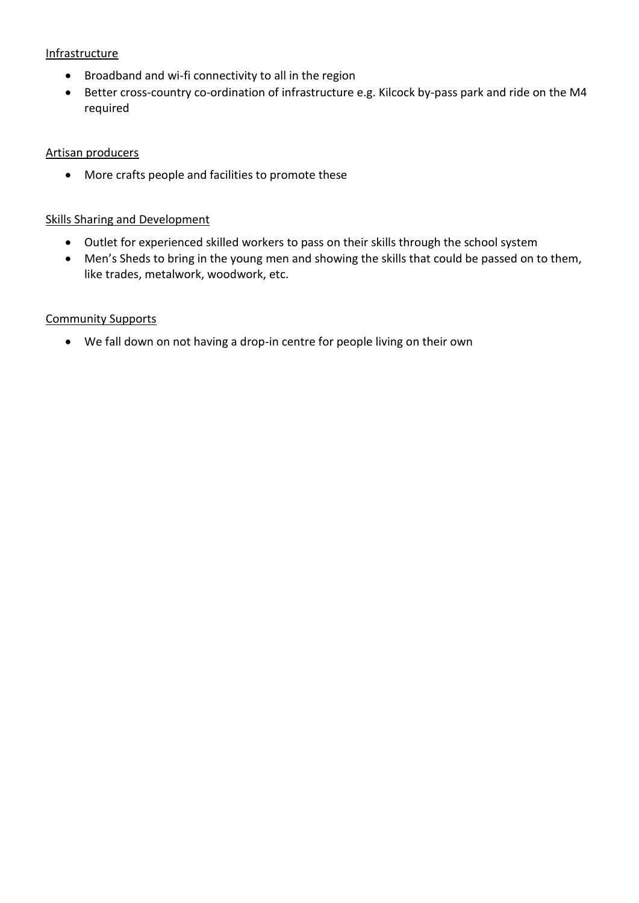<u>Infrastructure</u>

- Broadband and wi-fi connectivity to all in the region
- Better cross-country co-ordination of infrastructure e.g. Kilcock by-pass park and ride on the M4 required

<u>Artisan producers</u>

- More crafts people and facilities to promote these

<u>Skills Sharing and Development</u>

- Outlet for experienced skilled workers to pass on their skills through the school system
- Men's Sheds to bring in the young men and showing the skills that could be passed on to them, like trades, metalwork, woodwork, etc.

<u>Community Supports</u>

- We fall down on not having a drop-in centre for people living on their own